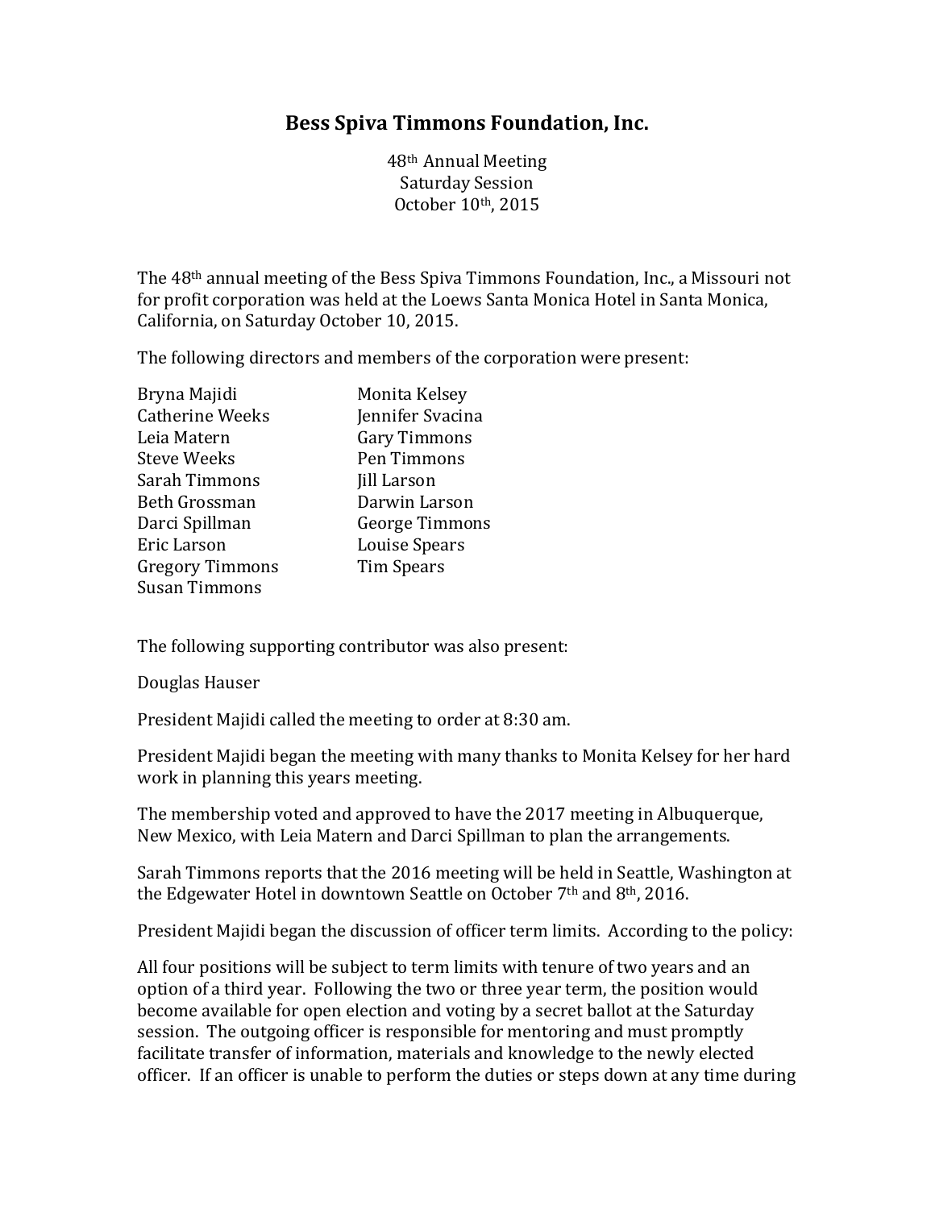# Bess Spiva Timmons Foundation, Inc.

48th Annual Meeting
Saturday Session
October 10th, 2015

The 48th annual meeting of the Bess Spiva Timmons Foundation, Inc., a Missouri not for profit corporation was held at the Loews Santa Monica Hotel in Santa Monica, California, on Saturday October 10, 2015.

The following directors and members of the corporation were present:

Bryna Majidi
Catherine Weeks
Leia Matern
Steve Weeks
Sarah Timmons
Beth Grossman
Darci Spillman
Eric Larson
Gregory Timmons
Susan Timmons
Monita Kelsey
Jennifer Svacina
Gary Timmons
Pen Timmons
Jill Larson
Darwin Larson
George Timmons
Louise Spears
Tim Spears

The following supporting contributor was also present:

Douglas Hauser

President Majidi called the meeting to order at 8:30 am.

President Majidi began the meeting with many thanks to Monita Kelsey for her hard work in planning this years meeting.

The membership voted and approved to have the 2017 meeting in Albuquerque, New Mexico, with Leia Matern and Darci Spillman to plan the arrangements.

Sarah Timmons reports that the 2016 meeting will be held in Seattle, Washington at the Edgewater Hotel in downtown Seattle on October 7th and 8th, 2016.

President Majidi began the discussion of officer term limits. According to the policy:

All four positions will be subject to term limits with tenure of two years and an option of a third year. Following the two or three year term, the position would become available for open election and voting by a secret ballot at the Saturday session. The outgoing officer is responsible for mentoring and must promptly facilitate transfer of information, materials and knowledge to the newly elected officer. If an officer is unable to perform the duties or steps down at any time during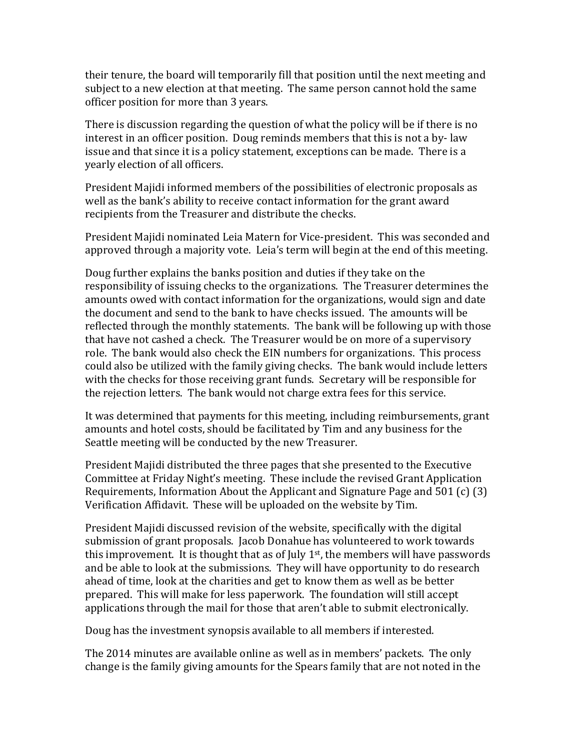their tenure, the board will temporarily fill that position until the next meeting and subject to a new election at that meeting. The same person cannot hold the same officer position for more than 3 years.

There is discussion regarding the question of what the policy will be if there is no interest in an officer position. Doug reminds members that this is not a by- law issue and that since it is a policy statement, exceptions can be made. There is a yearly election of all officers.

President Majidi informed members of the possibilities of electronic proposals as well as the bank's ability to receive contact information for the grant award recipients from the Treasurer and distribute the checks.

President Majidi nominated Leia Matern for Vice-president. This was seconded and approved through a majority vote. Leia's term will begin at the end of this meeting.

Doug further explains the banks position and duties if they take on the responsibility of issuing checks to the organizations. The Treasurer determines the amounts owed with contact information for the organizations, would sign and date the document and send to the bank to have checks issued. The amounts will be reflected through the monthly statements. The bank will be following up with those that have not cashed a check. The Treasurer would be on more of a supervisory role. The bank would also check the EIN numbers for organizations. This process could also be utilized with the family giving checks. The bank would include letters with the checks for those receiving grant funds. Secretary will be responsible for the rejection letters. The bank would not charge extra fees for this service.

It was determined that payments for this meeting, including reimbursements, grant amounts and hotel costs, should be facilitated by Tim and any business for the Seattle meeting will be conducted by the new Treasurer.

President Majidi distributed the three pages that she presented to the Executive Committee at Friday Night's meeting. These include the revised Grant Application Requirements, Information About the Applicant and Signature Page and 501 (c) (3) Verification Affidavit. These will be uploaded on the website by Tim.

President Majidi discussed revision of the website, specifically with the digital submission of grant proposals. Jacob Donahue has volunteered to work towards this improvement. It is thought that as of July 1st, the members will have passwords and be able to look at the submissions. They will have opportunity to do research ahead of time, look at the charities and get to know them as well as be better prepared. This will make for less paperwork. The foundation will still accept applications through the mail for those that aren't able to submit electronically.

Doug has the investment synopsis available to all members if interested.

The 2014 minutes are available online as well as in members' packets. The only change is the family giving amounts for the Spears family that are not noted in the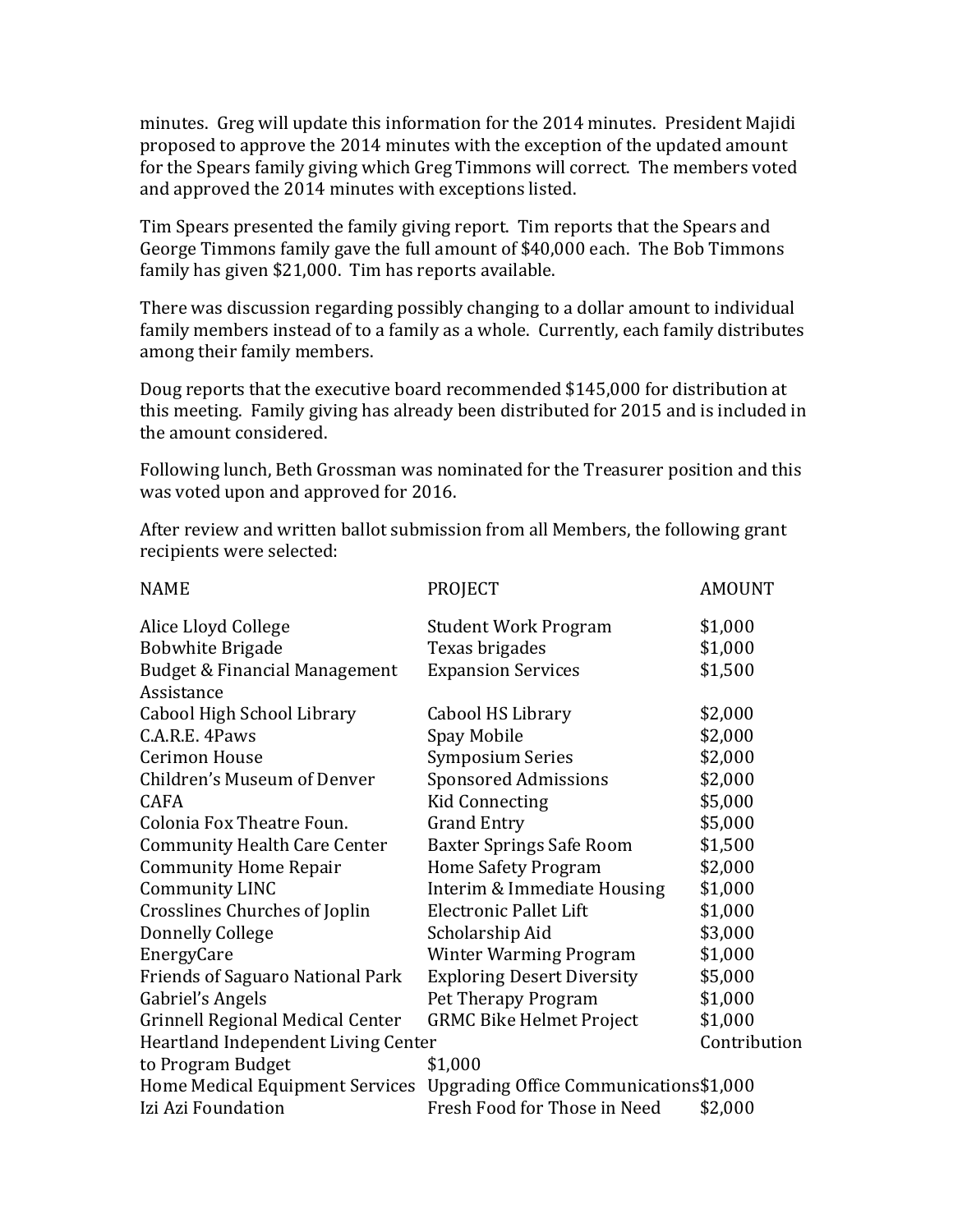minutes. Greg will update this information for the 2014 minutes. President Majidi proposed to approve the 2014 minutes with the exception of the updated amount for the Spears family giving which Greg Timmons will correct. The members voted and approved the 2014 minutes with exceptions listed.

Tim Spears presented the family giving report. Tim reports that the Spears and George Timmons family gave the full amount of $40,000 each. The Bob Timmons family has given $21,000. Tim has reports available.

There was discussion regarding possibly changing to a dollar amount to individual family members instead of to a family as a whole. Currently, each family distributes among their family members.

Doug reports that the executive board recommended $145,000 for distribution at this meeting. Family giving has already been distributed for 2015 and is included in the amount considered.

Following lunch, Beth Grossman was nominated for the Treasurer position and this was voted upon and approved for 2016.

After review and written ballot submission from all Members, the following grant recipients were selected:

| NAME | PROJECT | AMOUNT |
|---|---|---|
| Alice Lloyd College | Student Work Program | $1,000 |
| Bobwhite Brigade | Texas brigades | $1,000 |
| Budget & Financial Management Assistance | Expansion Services | $1,500 |
| Cabool High School Library | Cabool HS Library | $2,000 |
| C.A.R.E. 4Paws | Spay Mobile | $2,000 |
| Cerimon House | Symposium Series | $2,000 |
| Children's Museum of Denver | Sponsored Admissions | $2,000 |
| CAFA | Kid Connecting | $5,000 |
| Colonia Fox Theatre Foun. | Grand Entry | $5,000 |
| Community Health Care Center | Baxter Springs Safe Room | $1,500 |
| Community Home Repair | Home Safety Program | $2,000 |
| Community LINC | Interim & Immediate Housing | $1,000 |
| Crosslines Churches of Joplin | Electronic Pallet Lift | $1,000 |
| Donnelly College | Scholarship Aid | $3,000 |
| EnergyCare | Winter Warming Program | $1,000 |
| Friends of Saguaro National Park | Exploring Desert Diversity | $5,000 |
| Gabriel's Angels | Pet Therapy Program | $1,000 |
| Grinnell Regional Medical Center | GRMC Bike Helmet Project | $1,000 |
| Heartland Independent Living Center | Contribution to Program Budget | $1,000 |
| Home Medical Equipment Services | Upgrading Office Communications | $1,000 |
| Izi Azi Foundation | Fresh Food for Those in Need | $2,000 |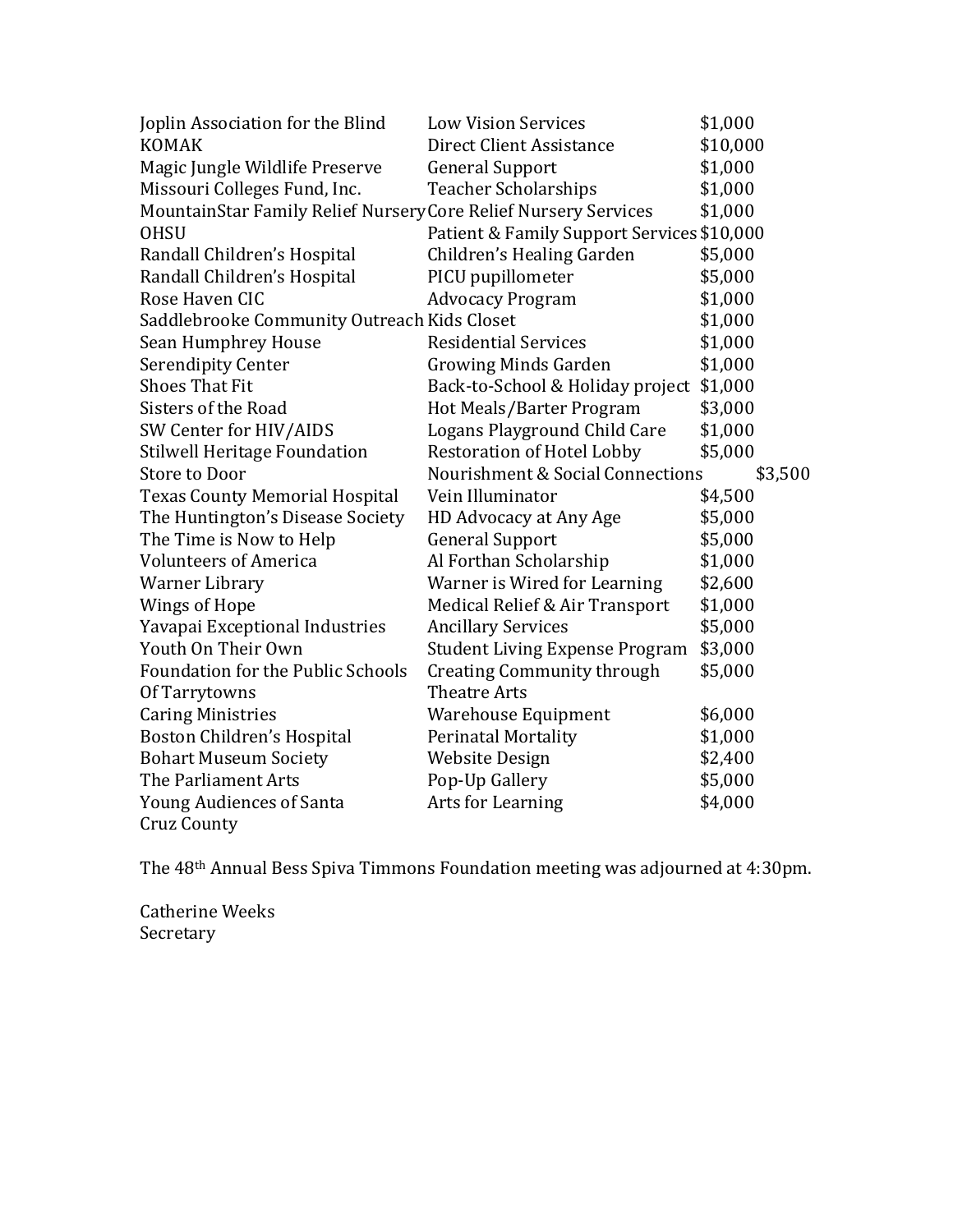| | | |
|---|---|---|
| Joplin Association for the Blind | Low Vision Services | $1,000 |
| KOMAK | Direct Client Assistance | $10,000 |
| Magic Jungle Wildlife Preserve | General Support | $1,000 |
| Missouri Colleges Fund, Inc. | Teacher Scholarships | $1,000 |
| MountainStar Family Relief Nursery | Core Relief Nursery Services | $1,000 |
| OHSU | Patient & Family Support Services | $10,000 |
| Randall Children's Hospital | Children's Healing Garden | $5,000 |
| Randall Children's Hospital | PICU pupillometer | $5,000 |
| Rose Haven CIC | Advocacy Program | $1,000 |
| Saddlebrooke Community Outreach | Kids Closet | $1,000 |
| Sean Humphrey House | Residential Services | $1,000 |
| Serendipity Center | Growing Minds Garden | $1,000 |
| Shoes That Fit | Back-to-School & Holiday project | $1,000 |
| Sisters of the Road | Hot Meals/Barter Program | $3,000 |
| SW Center for HIV/AIDS | Logans Playground Child Care | $1,000 |
| Stilwell Heritage Foundation | Restoration of Hotel Lobby | $5,000 |
| Store to Door | Nourishment & Social Connections | $3,500 |
| Texas County Memorial Hospital | Vein Illuminator | $4,500 |
| The Huntington's Disease Society | HD Advocacy at Any Age | $5,000 |
| The Time is Now to Help | General Support | $5,000 |
| Volunteers of America | Al Forthan Scholarship | $1,000 |
| Warner Library | Warner is Wired for Learning | $2,600 |
| Wings of Hope | Medical Relief & Air Transport | $1,000 |
| Yavapai Exceptional Industries | Ancillary Services | $5,000 |
| Youth On Their Own | Student Living Expense Program | $3,000 |
| Foundation for the Public Schools Of Tarrytowns | Creating Community through Theatre Arts | $5,000 |
| Caring Ministries | Warehouse Equipment | $6,000 |
| Boston Children's Hospital | Perinatal Mortality | $1,000 |
| Bohart Museum Society | Website Design | $2,400 |
| The Parliament Arts | Pop-Up Gallery | $5,000 |
| Young Audiences of Santa Cruz County | Arts for Learning | $4,000 |

The 48th Annual Bess Spiva Timmons Foundation meeting was adjourned at 4:30pm.

Catherine Weeks
Secretary